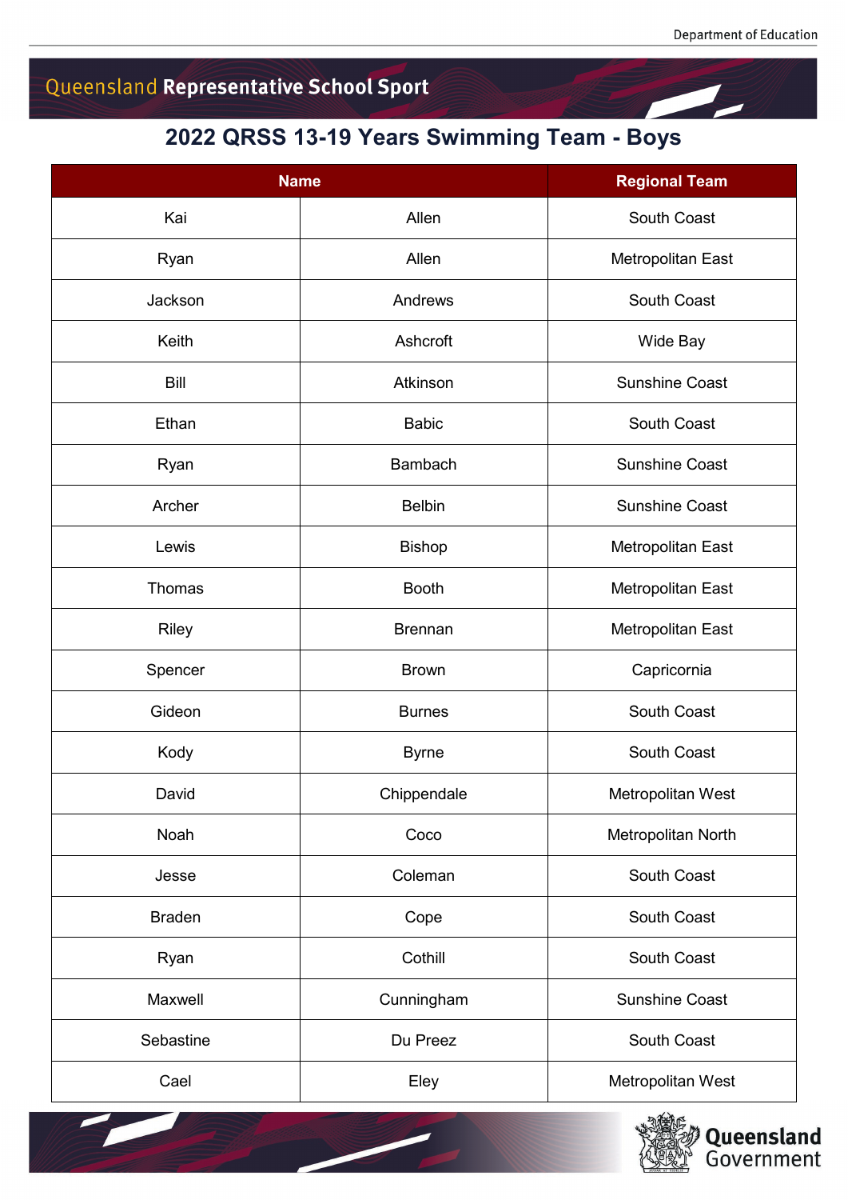## 2022 QRSS 13-19 Years Swimming Team - Boys

| Name | | Regional Team |
|---|---|---|
| Kai | Allen | South Coast |
| Ryan | Allen | Metropolitan East |
| Jackson | Andrews | South Coast |
| Keith | Ashcroft | Wide Bay |
| Bill | Atkinson | Sunshine Coast |
| Ethan | Babic | South Coast |
| Ryan | Bambach | Sunshine Coast |
| Archer | Belbin | Sunshine Coast |
| Lewis | Bishop | Metropolitan East |
| Thomas | Booth | Metropolitan East |
| Riley | Brennan | Metropolitan East |
| Spencer | Brown | Capricornia |
| Gideon | Burnes | South Coast |
| Kody | Byrne | South Coast |
| David | Chippendale | Metropolitan West |
| Noah | Coco | Metropolitan North |
| Jesse | Coleman | South Coast |
| Braden | Cope | South Coast |
| Ryan | Cothill | South Coast |
| Maxwell | Cunningham | Sunshine Coast |
| Sebastine | Du Preez | South Coast |
| Cael | Eley | Metropolitan West |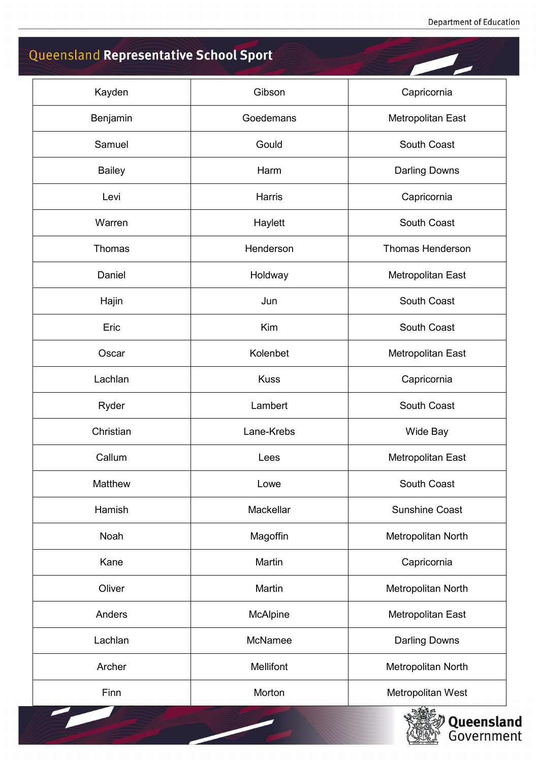| | | |
|---|---|---|
| Kayden | Gibson | Capricornia |
| Benjamin | Goedemans | Metropolitan East |
| Samuel | Gould | South Coast |
| Bailey | Harm | Darling Downs |
| Levi | Harris | Capricornia |
| Warren | Haylett | South Coast |
| Thomas | Henderson | Thomas Henderson |
| Daniel | Holdway | Metropolitan East |
| Hajin | Jun | South Coast |
| Eric | Kim | South Coast |
| Oscar | Kolenbet | Metropolitan East |
| Lachlan | Kuss | Capricornia |
| Ryder | Lambert | South Coast |
| Christian | Lane-Krebs | Wide Bay |
| Callum | Lees | Metropolitan East |
| Matthew | Lowe | South Coast |
| Hamish | Mackellar | Sunshine Coast |
| Noah | Magoffin | Metropolitan North |
| Kane | Martin | Capricornia |
| Oliver | Martin | Metropolitan North |
| Anders | McAlpine | Metropolitan East |
| Lachlan | McNamee | Darling Downs |
| Archer | Mellifont | Metropolitan North |
| Finn | Morton | Metropolitan West |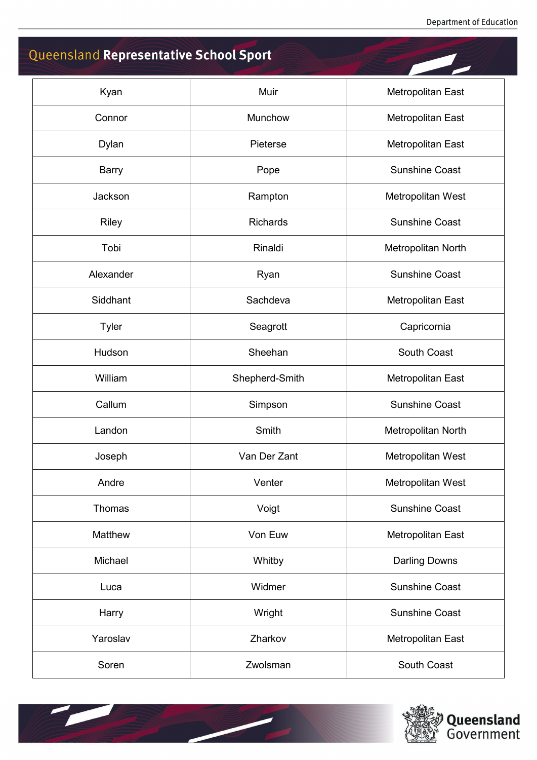| | | |
|---|---|---|
| Kyan | Muir | Metropolitan East |
| Connor | Munchow | Metropolitan East |
| Dylan | Pieterse | Metropolitan East |
| Barry | Pope | Sunshine Coast |
| Jackson | Rampton | Metropolitan West |
| Riley | Richards | Sunshine Coast |
| Tobi | Rinaldi | Metropolitan North |
| Alexander | Ryan | Sunshine Coast |
| Siddhant | Sachdeva | Metropolitan East |
| Tyler | Seagrott | Capricornia |
| Hudson | Sheehan | South Coast |
| William | Shepherd-Smith | Metropolitan East |
| Callum | Simpson | Sunshine Coast |
| Landon | Smith | Metropolitan North |
| Joseph | Van Der Zant | Metropolitan West |
| Andre | Venter | Metropolitan West |
| Thomas | Voigt | Sunshine Coast |
| Matthew | Von Euw | Metropolitan East |
| Michael | Whitby | Darling Downs |
| Luca | Widmer | Sunshine Coast |
| Harry | Wright | Sunshine Coast |
| Yaroslav | Zharkov | Metropolitan East |
| Soren | Zwolsman | South Coast |